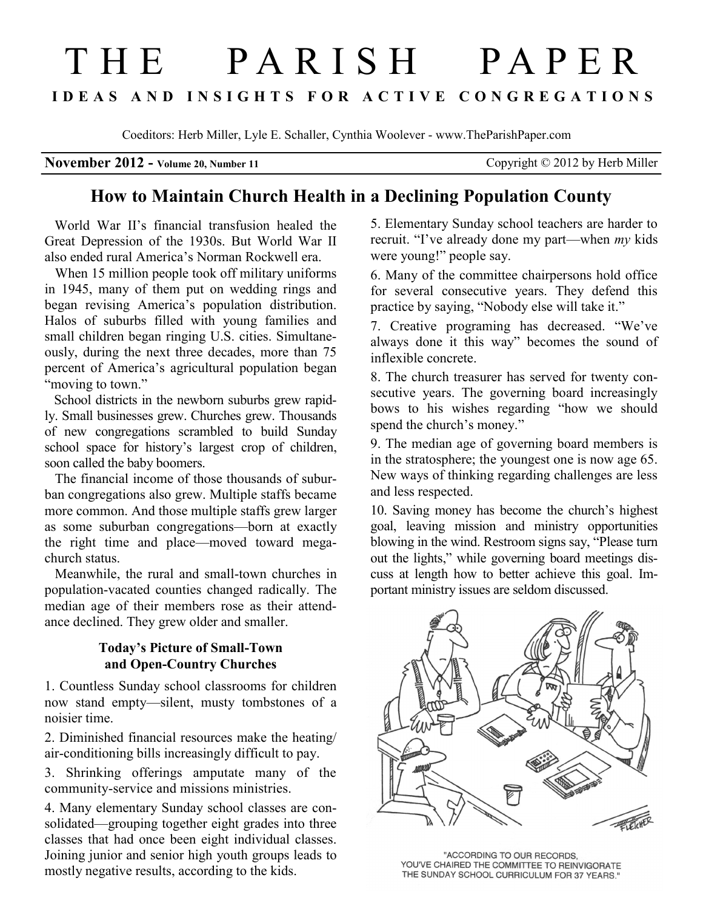# THE PARISH PAPER

**IDEAS AND INSIGHTS FOR ACTIVE CONGREGATIONS**

Coeditors: Herb Miller, Lyle E. Schaller, Cynthia Woolever - www.TheParishPaper.com

**November 2012 - Volume 20, Number 11** Copyright © 2012 by Herb Miller

## How to Maintain Church Health in a Declining Population County

World War II's financial transfusion healed the Great Depression of the 1930s. But World War II also ended rural America's Norman Rockwell era.

When 15 million people took off military uniforms in 1945, many of them put on wedding rings and began revising America's population distribution. Halos of suburbs filled with young families and small children began ringing U.S. cities. Simultaneously, during the next three decades, more than 75 percent of America's agricultural population began "moving to town."

School districts in the newborn suburbs grew rapidly. Small businesses grew. Churches grew. Thousands of new congregations scrambled to build Sunday school space for history's largest crop of children, soon called the baby boomers.

The financial income of those thousands of suburban congregations also grew. Multiple staffs became more common. And those multiple staffs grew larger as some suburban congregations—born at exactly the right time and place—moved toward megachurch status.

Meanwhile, the rural and small-town churches in population-vacated counties changed radically. The median age of their members rose as their attendance declined. They grew older and smaller.

### Today's Picture of Small-Town and Open-Country Churches

1. Countless Sunday school classrooms for children now stand empty—silent, musty tombstones of a noisier time.

2. Diminished financial resources make the heating/air-conditioning bills increasingly difficult to pay.

3. Shrinking offerings amputate many of the community-service and missions ministries.

4. Many elementary Sunday school classes are consolidated—grouping together eight grades into three classes that had once been eight individual classes. Joining junior and senior high youth groups leads to mostly negative results, according to the kids.

5. Elementary Sunday school teachers are harder to recruit. "I've already done my part—when *my* kids were young!" people say.

6. Many of the committee chairpersons hold office for several consecutive years. They defend this practice by saying, "Nobody else will take it."

7. Creative programing has decreased. "We've always done it this way" becomes the sound of inflexible concrete.

8. The church treasurer has served for twenty consecutive years. The governing board increasingly bows to his wishes regarding "how we should spend the church's money."

9. The median age of governing board members is in the stratosphere; the youngest one is now age 65. New ways of thinking regarding challenges are less and less respected.

10. Saving money has become the church's highest goal, leaving mission and ministry opportunities blowing in the wind. Restroom signs say, "Please turn out the lights," while governing board meetings discuss at length how to better achieve this goal. Important ministry issues are seldom discussed.

"ACCORDING TO OUR RECORDS, YOU'VE CHAIRED THE COMMITTEE TO REINVIGORATE THE SUNDAY SCHOOL CURRICULUM FOR 37 YEARS."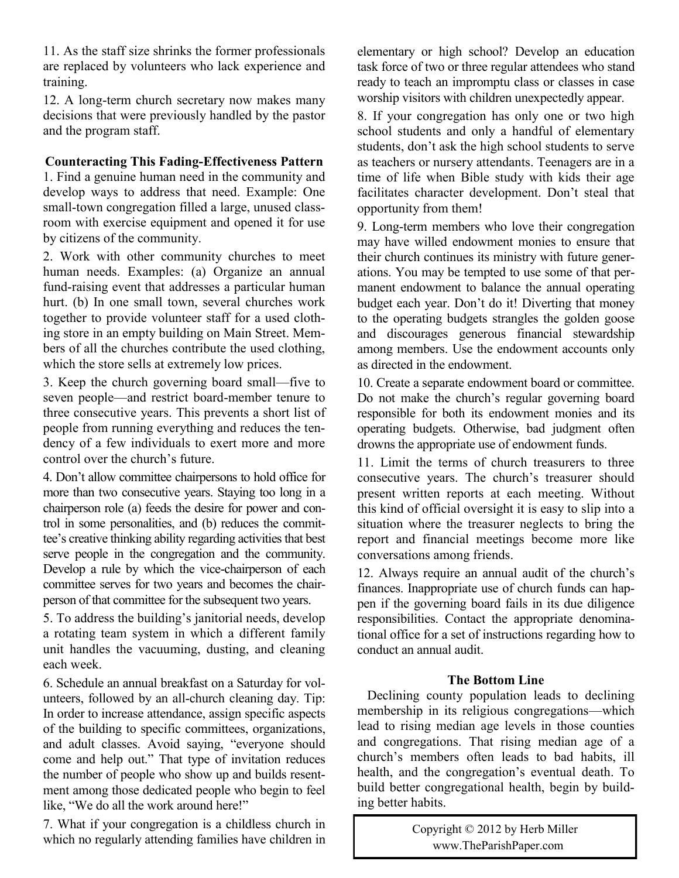11. As the staff size shrinks the former professionals are replaced by volunteers who lack experience and training.

12. A long-term church secretary now makes many decisions that were previously handled by the pastor and the program staff.

**Counteracting This Fading-Effectiveness Pattern**

1. Find a genuine human need in the community and develop ways to address that need. Example: One small-town congregation filled a large, unused classroom with exercise equipment and opened it for use by citizens of the community.

2. Work with other community churches to meet human needs. Examples: (a) Organize an annual fund-raising event that addresses a particular human hurt. (b) In one small town, several churches work together to provide volunteer staff for a used clothing store in an empty building on Main Street. Members of all the churches contribute the used clothing, which the store sells at extremely low prices.

3. Keep the church governing board small—five to seven people—and restrict board-member tenure to three consecutive years. This prevents a short list of people from running everything and reduces the tendency of a few individuals to exert more and more control over the church's future.

4. Don't allow committee chairpersons to hold office for more than two consecutive years. Staying too long in a chairperson role (a) feeds the desire for power and control in some personalities, and (b) reduces the committee's creative thinking ability regarding activities that best serve people in the congregation and the community. Develop a rule by which the vice-chairperson of each committee serves for two years and becomes the chairperson of that committee for the subsequent two years.

5. To address the building's janitorial needs, develop a rotating team system in which a different family unit handles the vacuuming, dusting, and cleaning each week.

6. Schedule an annual breakfast on a Saturday for volunteers, followed by an all-church cleaning day. Tip: In order to increase attendance, assign specific aspects of the building to specific committees, organizations, and adult classes. Avoid saying, "everyone should come and help out." That type of invitation reduces the number of people who show up and builds resentment among those dedicated people who begin to feel like, "We do all the work around here!"

7. What if your congregation is a childless church in which no regularly attending families have children in elementary or high school? Develop an education task force of two or three regular attendees who stand ready to teach an impromptu class or classes in case worship visitors with children unexpectedly appear.

8. If your congregation has only one or two high school students and only a handful of elementary students, don't ask the high school students to serve as teachers or nursery attendants. Teenagers are in a time of life when Bible study with kids their age facilitates character development. Don't steal that opportunity from them!

9. Long-term members who love their congregation may have willed endowment monies to ensure that their church continues its ministry with future generations. You may be tempted to use some of that permanent endowment to balance the annual operating budget each year. Don't do it! Diverting that money to the operating budgets strangles the golden goose and discourages generous financial stewardship among members. Use the endowment accounts only as directed in the endowment.

10. Create a separate endowment board or committee. Do not make the church's regular governing board responsible for both its endowment monies and its operating budgets. Otherwise, bad judgment often drowns the appropriate use of endowment funds.

11. Limit the terms of church treasurers to three consecutive years. The church's treasurer should present written reports at each meeting. Without this kind of official oversight it is easy to slip into a situation where the treasurer neglects to bring the report and financial meetings become more like conversations among friends.

12. Always require an annual audit of the church's finances. Inappropriate use of church funds can happen if the governing board fails in its due diligence responsibilities. Contact the appropriate denominational office for a set of instructions regarding how to conduct an annual audit.

**The Bottom Line**

Declining county population leads to declining membership in its religious congregations—which lead to rising median age levels in those counties and congregations. That rising median age of a church's members often leads to bad habits, ill health, and the congregation's eventual death. To build better congregational health, begin by building better habits.

Copyright © 2012 by Herb Miller
www.TheParishPaper.com